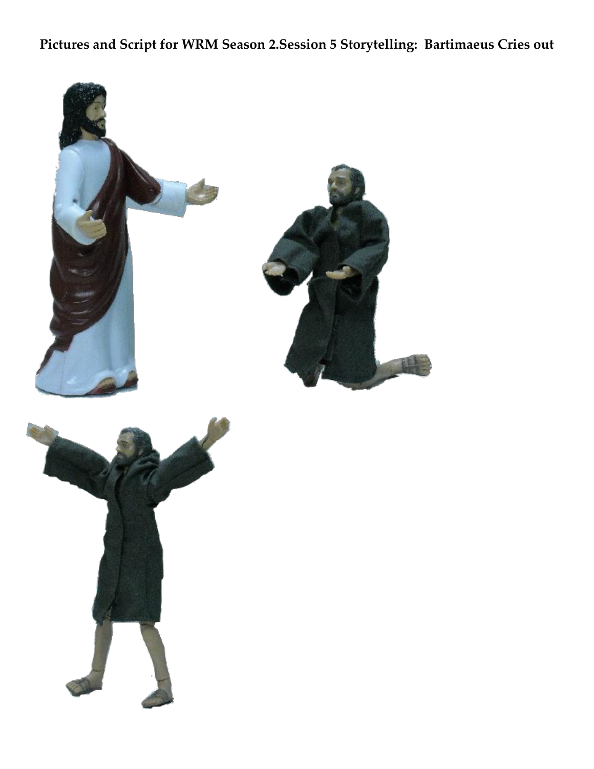# Pictures and Script for WRM Season 2.Session 5 Storytelling: Bartimaeus Cries out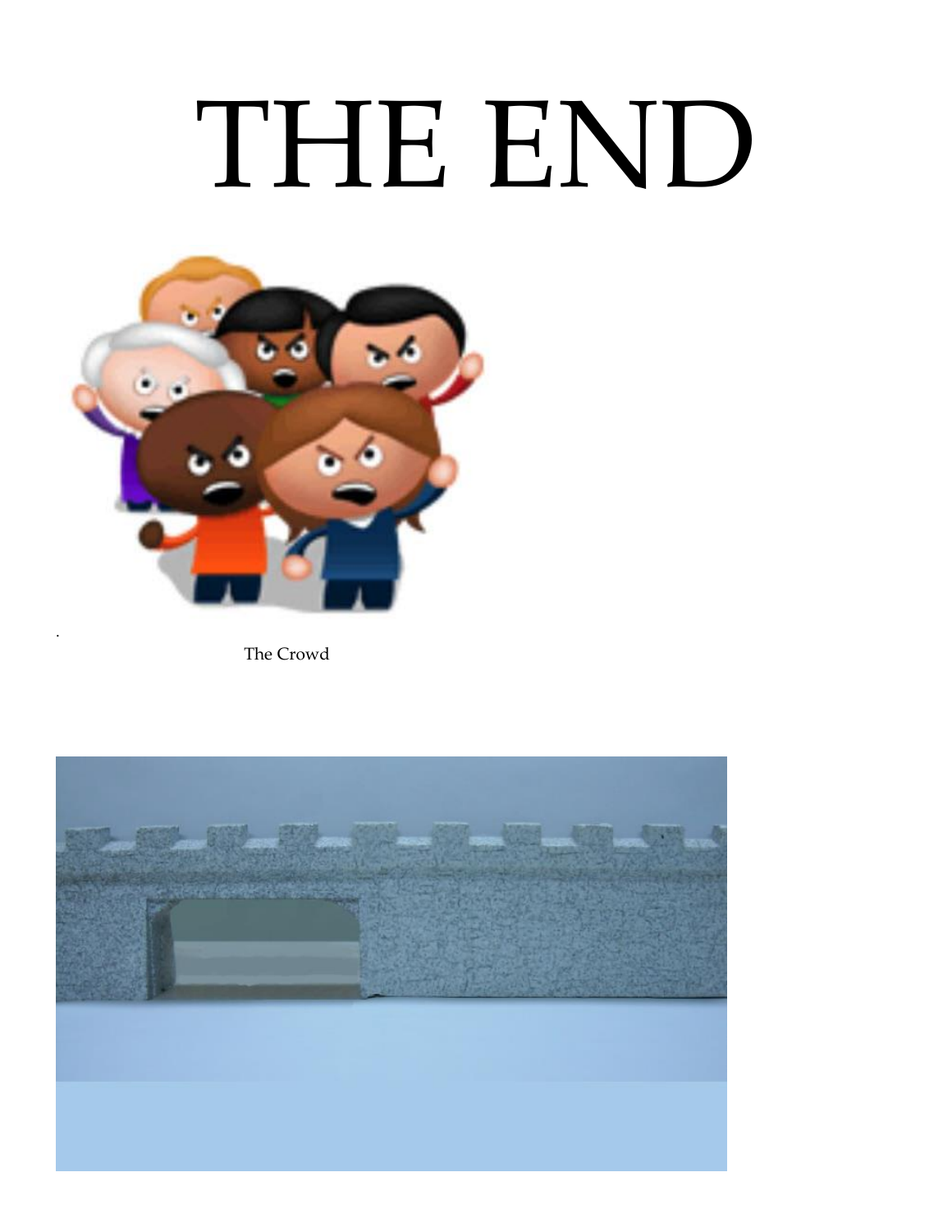# THE END

.

The Crowd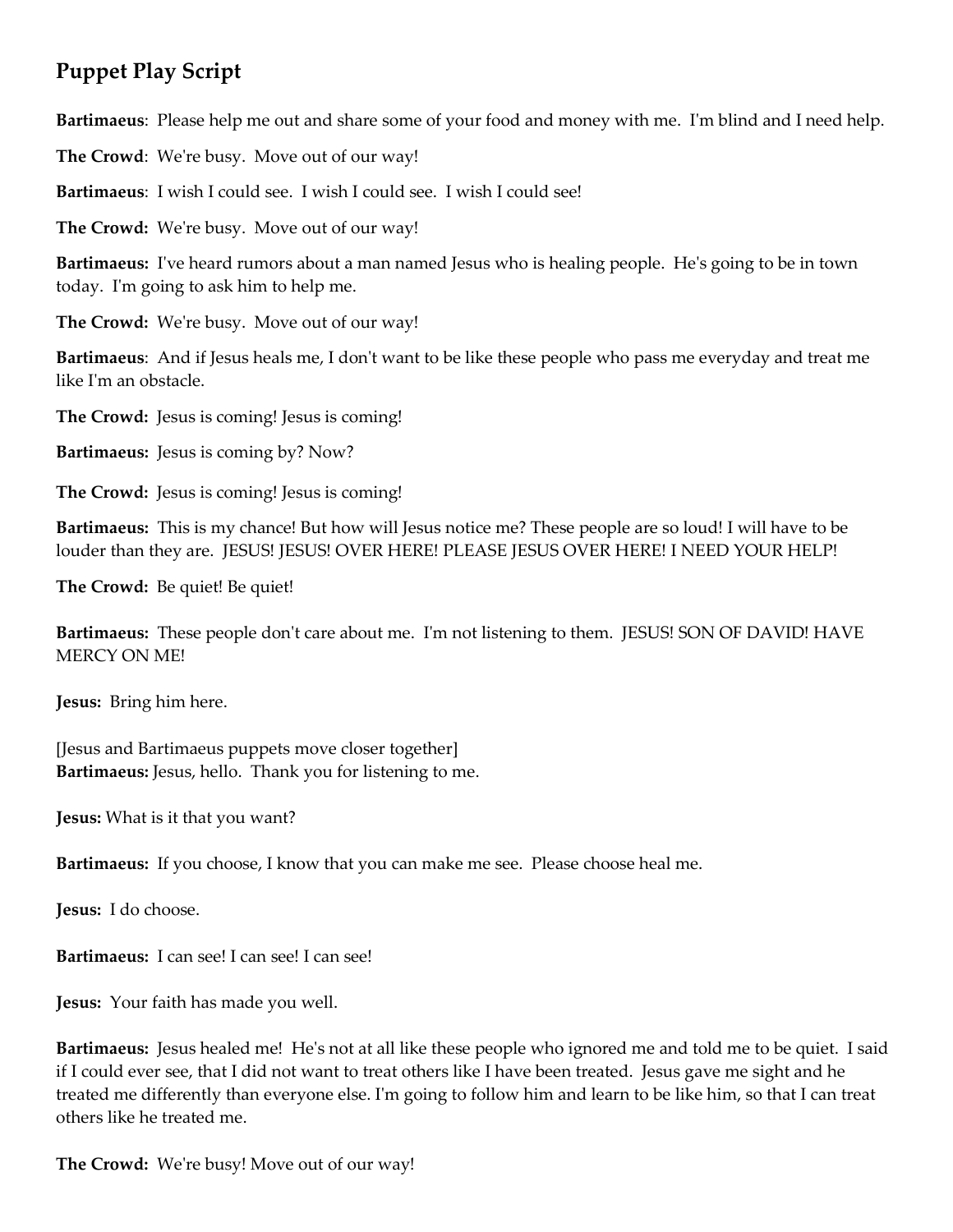## Puppet Play Script

**Bartimaeus**: Please help me out and share some of your food and money with me. I'm blind and I need help.

**The Crowd**: We're busy. Move out of our way!

**Bartimaeus**: I wish I could see. I wish I could see. I wish I could see!

**The Crowd:** We're busy. Move out of our way!

**Bartimaeus:** I've heard rumors about a man named Jesus who is healing people. He's going to be in town today. I'm going to ask him to help me.

**The Crowd:** We're busy. Move out of our way!

**Bartimaeus**: And if Jesus heals me, I don't want to be like these people who pass me everyday and treat me like I'm an obstacle.

**The Crowd:** Jesus is coming! Jesus is coming!

**Bartimaeus:** Jesus is coming by? Now?

**The Crowd:** Jesus is coming! Jesus is coming!

**Bartimaeus:** This is my chance! But how will Jesus notice me? These people are so loud! I will have to be louder than they are. JESUS! JESUS! OVER HERE! PLEASE JESUS OVER HERE! I NEED YOUR HELP!

**The Crowd:** Be quiet! Be quiet!

**Bartimaeus:** These people don't care about me. I'm not listening to them. JESUS! SON OF DAVID! HAVE MERCY ON ME!

**Jesus:** Bring him here.

[Jesus and Bartimaeus puppets move closer together]
**Bartimaeus:** Jesus, hello. Thank you for listening to me.

**Jesus:** What is it that you want?

**Bartimaeus:** If you choose, I know that you can make me see. Please choose heal me.

**Jesus:** I do choose.

**Bartimaeus:** I can see! I can see! I can see!

**Jesus:** Your faith has made you well.

**Bartimaeus:** Jesus healed me! He's not at all like these people who ignored me and told me to be quiet. I said if I could ever see, that I did not want to treat others like I have been treated. Jesus gave me sight and he treated me differently than everyone else. I'm going to follow him and learn to be like him, so that I can treat others like he treated me.

**The Crowd:** We're busy! Move out of our way!